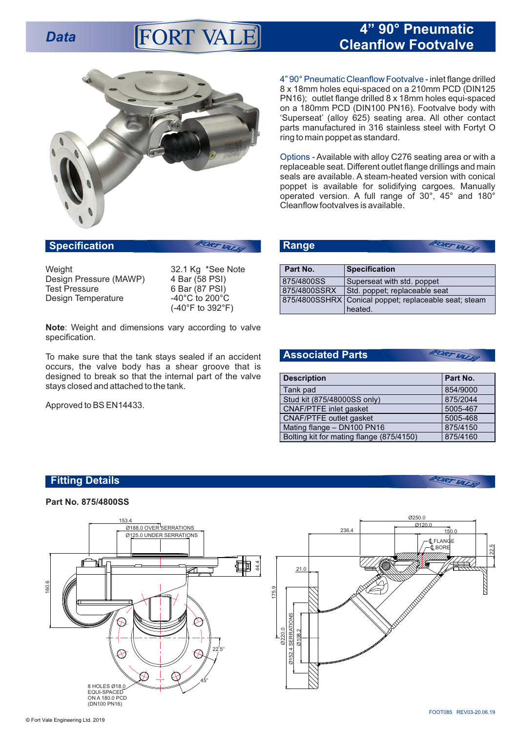# 4" 90° Pneumatic Cleanflow Footvalve

4" 90° Pneumatic Cleanflow Footvalve - inlet flange drilled 8 x 18mm holes equi-spaced on a 210mm PCD (DIN125 PN16); outlet flange drilled 8 x 18mm holes equi-spaced on a 180mm PCD (DIN100 PN16). Footvalve body with 'Superseat' (alloy 625) seating area. All other contact parts manufactured in 316 stainless steel with Fortyt O ring to main poppet as standard.

Options - Available with alloy C276 seating area or with a replaceable seat. Different outlet flange drillings and main seals are available. A steam-heated version with conical poppet is available for solidifying cargoes. Manually operated version. A full range of 30°, 45° and 180° Cleanflow footvalves is available.

## Specification

| | |
|---|---|
| Weight | 32.1 Kg *See Note |
| Design Pressure (MAWP) | 4 Bar (58 PSI) |
| Test Pressure | 6 Bar (87 PSI) |
| Design Temperature | -40°C to 200°C (-40°F to 392°F) |

**Note**: Weight and dimensions vary according to valve specification.

To make sure that the tank stays sealed if an accident occurs, the valve body has a shear groove that is designed to break so that the internal part of the valve stays closed and attached to the tank.

Approved to BS EN14433.

## Range

| Part No. | Specification |
|---|---|
| 875/4800SS | Superseat with std. poppet |
| 875/4800SSRX | Std. poppet; replaceable seat |
| 875/4800SSHRX | Conical poppet; replaceable seat; steam heated. |

## Associated Parts

| Description | Part No. |
|---|---|
| Tank pad | 854/9000 |
| Stud kit (875/48000SS only) | 875/2044 |
| CNAF/PTFE inlet gasket | 5005-467 |
| CNAF/PTFE outlet gasket | 5005-468 |
| Mating flange – DN100 PN16 | 875/4150 |
| Bolting kit for mating flange (875/4150) | 875/4160 |

## Fitting Details

**Part No. 875/4800SS**

153.4
Ø188.0 OVER SERRATIONS
Ø125.0 UNDER SERRATIONS
44.4
160.6
22.5°
45°
8 HOLES Ø18.0 EQUI-SPACED ON A 180.0 PCD (DN100 PN16)

Ø250.0
Ø120.0
236.4
150.0
℄ FLANGE
℄ BORE
22.5
21.0
175.9
Ø220.0
Ø152.4 SERRATIONS
Ø108.2

© Fort Vale Engineering Ltd. 2019

FOOT085 REV03-20.06.19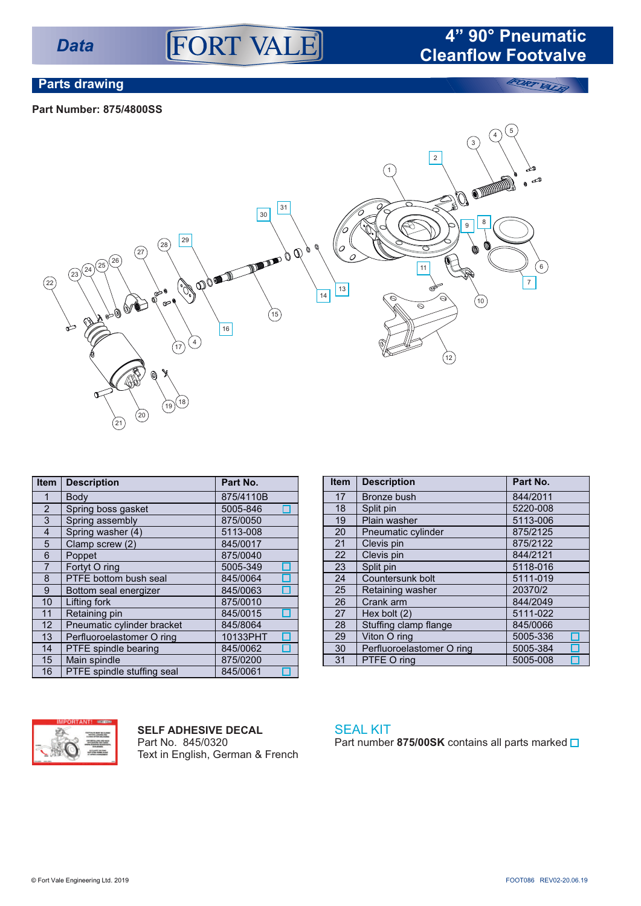# Data

# 4" 90° Pneumatic Cleanflow Footvalve

## Parts drawing

**Part Number: 875/4800SS**

| Item | Description | Part No. | |
|---|---|---|---|
| 1 | Body | 875/4110B | |
| 2 | Spring boss gasket | 5005-846 | ☐ |
| 3 | Spring assembly | 875/0050 | |
| 4 | Spring washer (4) | 5113-008 | |
| 5 | Clamp screw (2) | 845/0017 | |
| 6 | Poppet | 875/0040 | |
| 7 | Fortyt O ring | 5005-349 | ☐ |
| 8 | PTFE bottom bush seal | 845/0064 | ☐ |
| 9 | Bottom seal energizer | 845/0063 | ☐ |
| 10 | Lifting fork | 875/0010 | |
| 11 | Retaining pin | 845/0015 | ☐ |
| 12 | Pneumatic cylinder bracket | 845/8064 | |
| 13 | Perfluoroelastomer O ring | 10133PHT | ☐ |
| 14 | PTFE spindle bearing | 845/0062 | ☐ |
| 15 | Main spindle | 875/0200 | |
| 16 | PTFE spindle stuffing seal | 845/0061 | ☐ |

| Item | Description | Part No. | |
|---|---|---|---|
| 17 | Bronze bush | 844/2011 | |
| 18 | Split pin | 5220-008 | |
| 19 | Plain washer | 5113-006 | |
| 20 | Pneumatic cylinder | 875/2125 | |
| 21 | Clevis pin | 875/2122 | |
| 22 | Clevis pin | 844/2121 | |
| 23 | Split pin | 5118-016 | |
| 24 | Countersunk bolt | 5111-019 | |
| 25 | Retaining washer | 20370/2 | |
| 26 | Crank arm | 844/2049 | |
| 27 | Hex bolt (2) | 5111-022 | |
| 28 | Stuffing clamp flange | 845/0066 | |
| 29 | Viton O ring | 5005-336 | ☐ |
| 30 | Perfluoroelastomer O ring | 5005-384 | ☐ |
| 31 | PTFE O ring | 5005-008 | ☐ |

**SELF ADHESIVE DECAL**
Part No. 845/0320
Text in English, German & French

SEAL KIT
Part number **875/00SK** contains all parts marked ☐

© Fort Vale Engineering Ltd. 2019

FOOT086 REV02-20.06.19